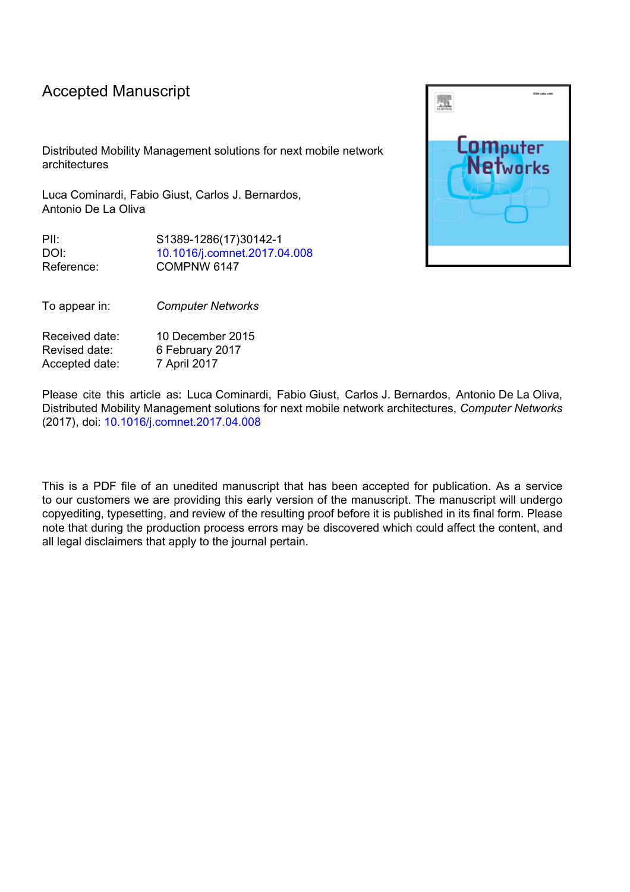# Accepted Manuscript

Distributed Mobility Management solutions for next mobile network architectures

Luca Cominardi, Fabio Giust, Carlos J. Bernardos, Antonio De La Oliva

| | |
|---|---|
| PII: | S1389-1286(17)30142-1 |
| DOI: | 10.1016/j.comnet.2017.04.008 |
| Reference: | COMPNW 6147 |

To appear in: *Computer Networks*

| | |
|---|---|
| Received date: | 10 December 2015 |
| Revised date: | 6 February 2017 |
| Accepted date: | 7 April 2017 |

Please cite this article as: Luca Cominardi, Fabio Giust, Carlos J. Bernardos, Antonio De La Oliva, Distributed Mobility Management solutions for next mobile network architectures, *Computer Networks* (2017), doi: 10.1016/j.comnet.2017.04.008

This is a PDF file of an unedited manuscript that has been accepted for publication. As a service to our customers we are providing this early version of the manuscript. The manuscript will undergo copyediting, typesetting, and review of the resulting proof before it is published in its final form. Please note that during the production process errors may be discovered which could affect the content, and all legal disclaimers that apply to the journal pertain.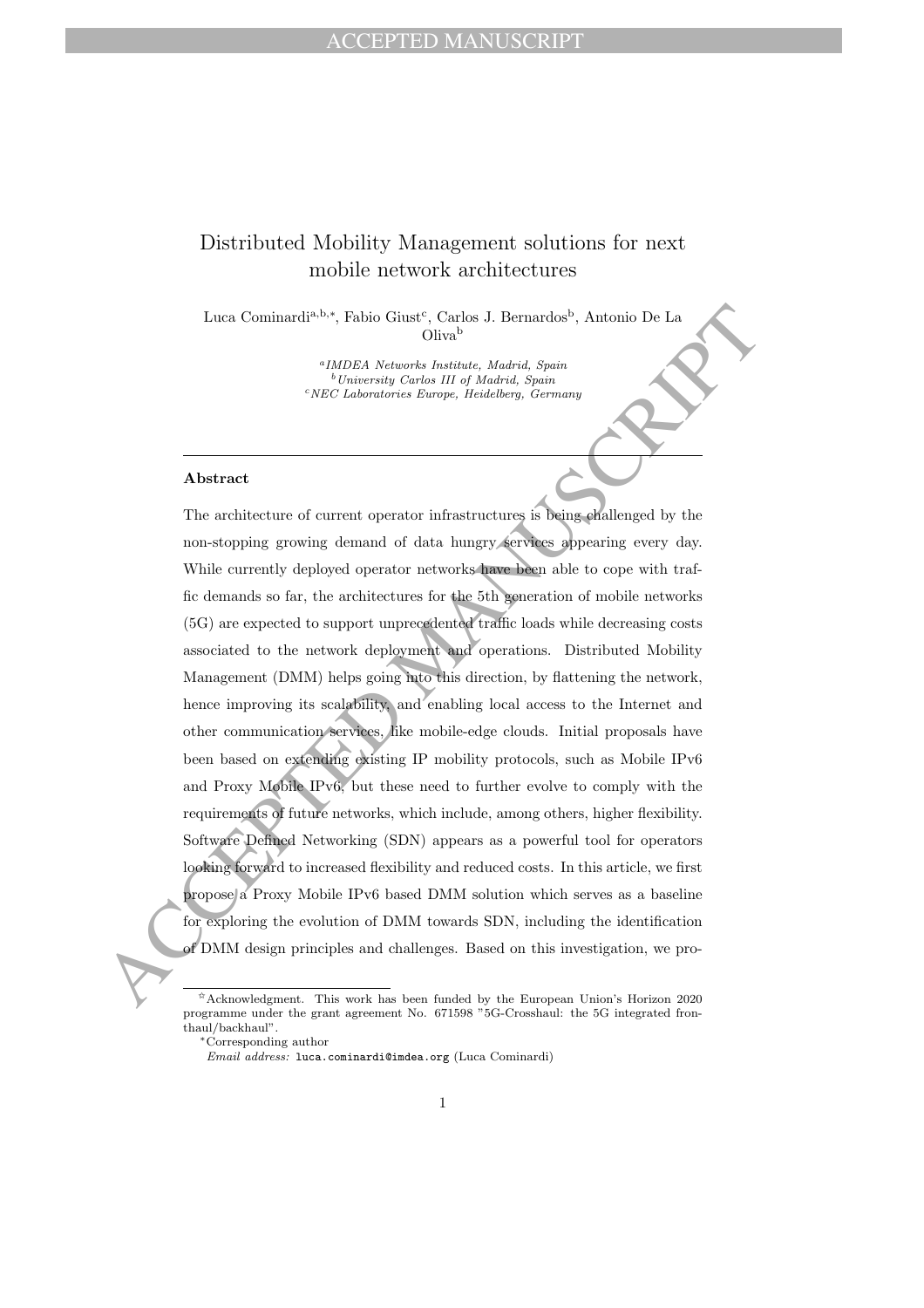# Distributed Mobility Management solutions for next mobile network architectures

Luca Cominardi[a,b,*], Fabio Giust[c], Carlos J. Bernardos[b], Antonio De La Oliva[b]

[a] *IMDEA Networks Institute, Madrid, Spain*
[b] *University Carlos III of Madrid, Spain*
[c] *NEC Laboratories Europe, Heidelberg, Germany*

## Abstract

The architecture of current operator infrastructures is being challenged by the non-stopping growing demand of data hungry services appearing every day. While currently deployed operator networks have been able to cope with traffic demands so far, the architectures for the 5th generation of mobile networks (5G) are expected to support unprecedented traffic loads while decreasing costs associated to the network deployment and operations. Distributed Mobility Management (DMM) helps going into this direction, by flattening the network, hence improving its scalability, and enabling local access to the Internet and other communication services, like mobile-edge clouds. Initial proposals have been based on extending existing IP mobility protocols, such as Mobile IPv6 and Proxy Mobile IPv6, but these need to further evolve to comply with the requirements of future networks, which include, among others, higher flexibility. Software Defined Networking (SDN) appears as a powerful tool for operators looking forward to increased flexibility and reduced costs. In this article, we first propose a Proxy Mobile IPv6 based DMM solution which serves as a baseline for exploring the evolution of DMM towards SDN, including the identification of DMM design principles and challenges. Based on this investigation, we pro-

---

☆Acknowledgment. This work has been funded by the European Union's Horizon 2020 programme under the grant agreement No. 671598 "5G-Crosshaul: the 5G integrated fronthaul/backhaul".

*Corresponding author

*Email address:* luca.cominardi@imdea.org (Luca Cominardi)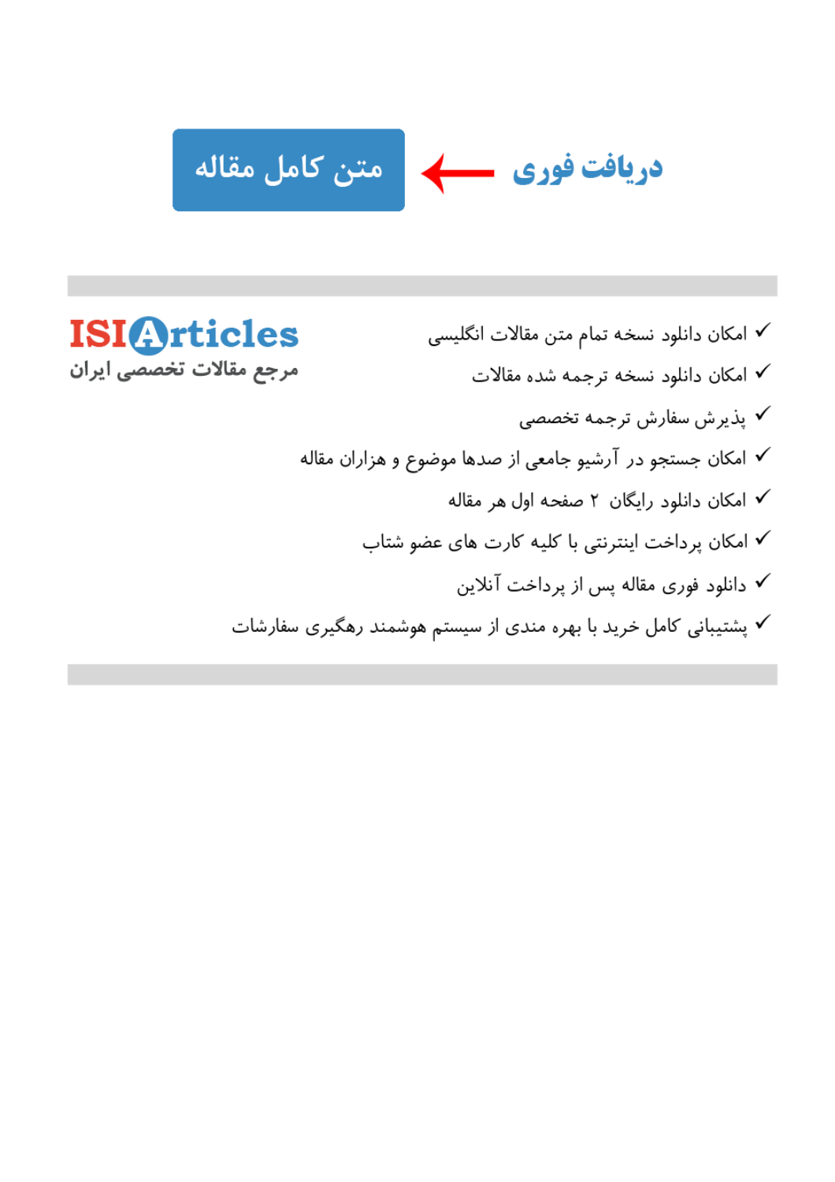دریافت فوری ← **متن کامل مقاله**

---

**ISIArticles**
مرجع مقالات تخصصی ایران

- ✓ امکان دانلود نسخه تمام متن مقالات انگلیسی
- ✓ امکان دانلود نسخه ترجمه شده مقالات
- ✓ پذیرش سفارش ترجمه تخصصی
- ✓ امکان جستجو در آرشیو جامعی از صدها موضوع و هزاران مقاله
- ✓ امکان دانلود رایگان ۲ صفحه اول هر مقاله
- ✓ امکان پرداخت اینترنتی با کلیه کارت های عضو شتاب
- ✓ دانلود فوری مقاله پس از پرداخت آنلاین
- ✓ پشتیبانی کامل خرید با بهره مندی از سیستم هوشمند رهگیری سفارشات

---